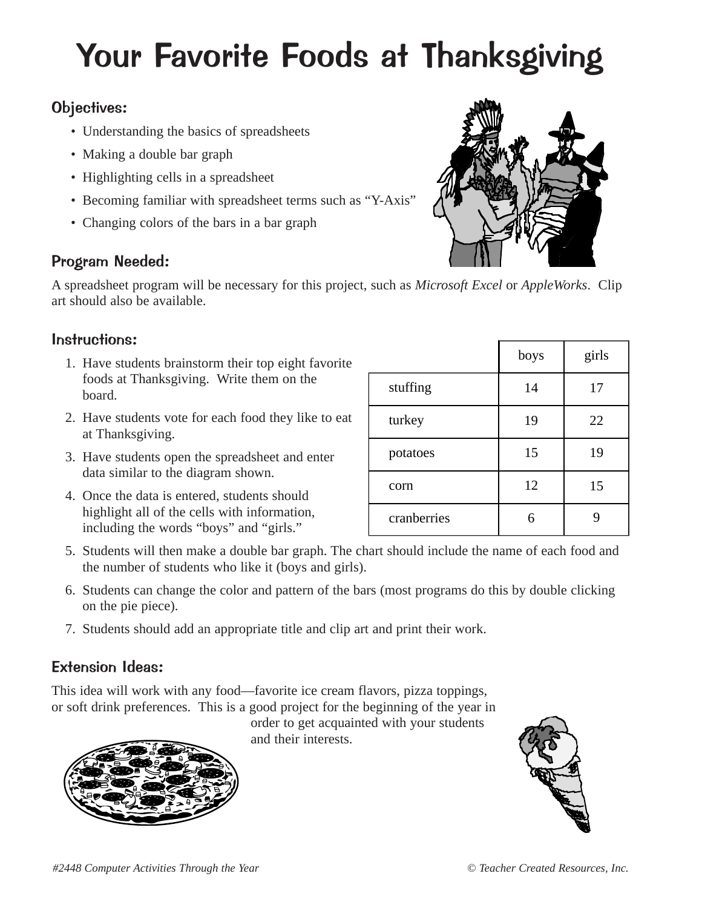# Your Favorite Foods at Thanksgiving

## Objectives:

- Understanding the basics of spreadsheets
- Making a double bar graph
- Highlighting cells in a spreadsheet
- Becoming familiar with spreadsheet terms such as "Y-Axis"
- Changing colors of the bars in a bar graph

## Program Needed:

A spreadsheet program will be necessary for this project, such as *Microsoft Excel* or *AppleWorks*. Clip art should also be available.

## Instructions:

1. Have students brainstorm their top eight favorite foods at Thanksgiving. Write them on the board.
2. Have students vote for each food they like to eat at Thanksgiving.
3. Have students open the spreadsheet and enter data similar to the diagram shown.
4. Once the data is entered, students should highlight all of the cells with information, including the words "boys" and "girls."
5. Students will then make a double bar graph. The chart should include the name of each food and the number of students who like it (boys and girls).
6. Students can change the color and pattern of the bars (most programs do this by double clicking on the pie piece).
7. Students should add an appropriate title and clip art and print their work.

| | boys | girls |
|---|---|---|
| stuffing | 14 | 17 |
| turkey | 19 | 22 |
| potatoes | 15 | 19 |
| corn | 12 | 15 |
| cranberries | 6 | 9 |

## Extension Ideas:

This idea will work with any food—favorite ice cream flavors, pizza toppings, or soft drink preferences. This is a good project for the beginning of the year in order to get acquainted with your students and their interests.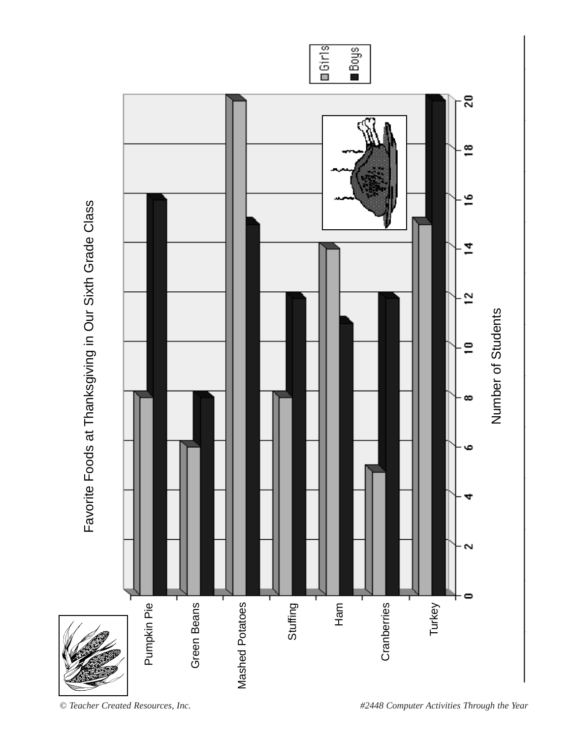Favorite Foods at Thanksgiving in Our Sixth Grade Class

Girls
Boys

Pumpkin Pie
Green Beans
Mashed Potatoes
Stuffing
Ham
Cranberries
Turkey

0
2
4
6
8
10
12
14
16
18
20

Number of Students